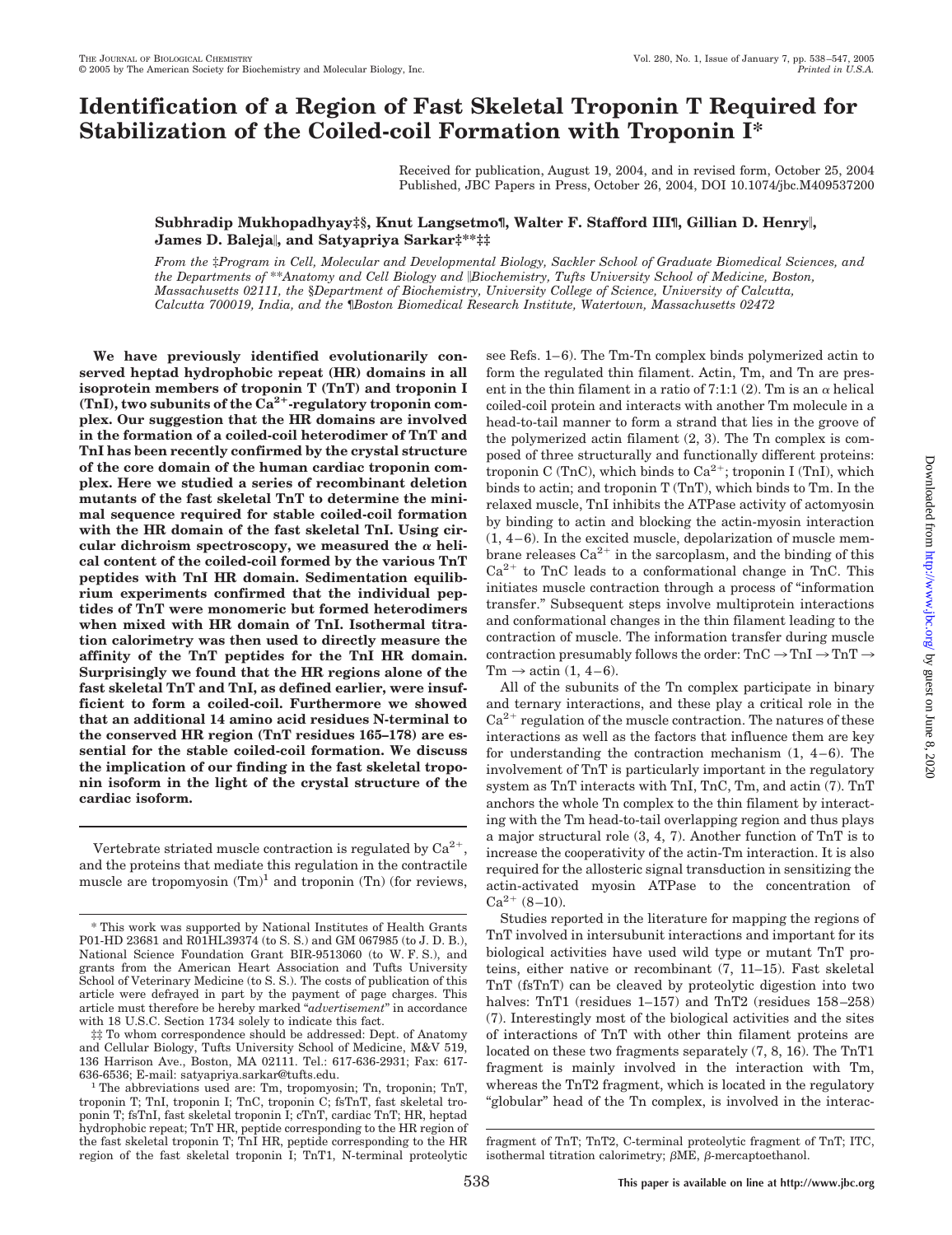# Identification of a Region of Fast Skeletal Troponin T Required for Stabilization of the Coiled-coil Formation with Troponin I*

Received for publication, August 19, 2004, and in revised form, October 25, 2004
Published, JBC Papers in Press, October 26, 2004, DOI 10.1074/jbc.M409537200

**Subhradip Mukhopadhyay‡§, Knut Langsetmo¶, Walter F. Stafford III¶, Gillian D. Henry‖, James D. Baleja‖, and Satyapriya Sarkar‡**‡‡**

*From the ‡Program in Cell, Molecular and Developmental Biology, Sackler School of Graduate Biomedical Sciences, and the Departments of **Anatomy and Cell Biology and ‖Biochemistry, Tufts University School of Medicine, Boston, Massachusetts 02111, the §Department of Biochemistry, University College of Science, University of Calcutta, Calcutta 700019, India, and the ¶Boston Biomedical Research Institute, Watertown, Massachusetts 02472*

**We have previously identified evolutionarily conserved heptad hydrophobic repeat (HR) domains in all isoprotein members of troponin T (TnT) and troponin I (TnI), two subunits of the $Ca^{2+}$-regulatory troponin complex. Our suggestion that the HR domains are involved in the formation of a coiled-coil heterodimer of TnT and TnI has been recently confirmed by the crystal structure of the core domain of the human cardiac troponin complex. Here we studied a series of recombinant deletion mutants of the fast skeletal TnT to determine the minimal sequence required for stable coiled-coil formation with the HR domain of the fast skeletal TnI. Using circular dichroism spectroscopy, we measured the α helical content of the coiled-coil formed by the various TnT peptides with TnI HR domain. Sedimentation equilibrium experiments confirmed that the individual peptides of TnT were monomeric but formed heterodimers when mixed with HR domain of TnI. Isothermal titration calorimetry was then used to directly measure the affinity of the TnT peptides for the TnI HR domain. Surprisingly we found that the HR regions alone of the fast skeletal TnT and TnI, as defined earlier, were insufficient to form a coiled-coil. Furthermore we showed that an additional 14 amino acid residues N-terminal to the conserved HR region (TnT residues 165–178) are essential for the stable coiled-coil formation. We discuss the implication of our finding in the fast skeletal troponin isoform in the light of the crystal structure of the cardiac isoform.**

Vertebrate striated muscle contraction is regulated by $Ca^{2+}$, and the proteins that mediate this regulation in the contractile muscle are tropomyosin (Tm)[1] and troponin (Tn) (for reviews, see Refs. 1–6). The Tm-Tn complex binds polymerized actin to form the regulated thin filament. Actin, Tm, and Tn are present in the thin filament in a ratio of 7:1:1 (2). Tm is an α helical coiled-coil protein and interacts with another Tm molecule in a head-to-tail manner to form a strand that lies in the groove of the polymerized actin filament (2, 3). The Tn complex is composed of three structurally and functionally different proteins: troponin C (TnC), which binds to $Ca^{2+}$; troponin I (TnI), which binds to actin; and troponin T (TnT), which binds to Tm. In the relaxed muscle, TnI inhibits the ATPase activity of actomyosin by binding to actin and blocking the actin-myosin interaction (1, 4–6). In the excited muscle, depolarization of muscle membrane releases $Ca^{2+}$ in the sarcoplasm, and the binding of this $Ca^{2+}$ to TnC leads to a conformational change in TnC. This initiates muscle contraction through a process of "information transfer." Subsequent steps involve multiprotein interactions and conformational changes in the thin filament leading to the contraction of muscle. The information transfer during muscle contraction presumably follows the order: TnC → TnI → TnT → Tm → actin (1, 4–6).

All of the subunits of the Tn complex participate in binary and ternary interactions, and these play a critical role in the $Ca^{2+}$ regulation of the muscle contraction. The natures of these interactions as well as the factors that influence them are key for understanding the contraction mechanism (1, 4–6). The involvement of TnT is particularly important in the regulatory system as TnT interacts with TnI, TnC, Tm, and actin (7). TnT anchors the whole Tn complex to the thin filament by interacting with the Tm head-to-tail overlapping region and thus plays a major structural role (3, 4, 7). Another function of TnT is to increase the cooperativity of the actin-Tm interaction. It is also required for the allosteric signal transduction in sensitizing the actin-activated myosin ATPase to the concentration of $Ca^{2+}$ (8–10).

Studies reported in the literature for mapping the regions of TnT involved in intersubunit interactions and important for its biological activities have used wild type or mutant TnT proteins, either native or recombinant (7, 11–15). Fast skeletal TnT (fsTnT) can be cleaved by proteolytic digestion into two halves: TnT1 (residues 1–157) and TnT2 (residues 158–258) (7). Interestingly most of the biological activities and the sites of interactions of TnT with other thin filament proteins are located on these two fragments separately (7, 8, 16). The TnT1 fragment is mainly involved in the interaction with Tm, whereas the TnT2 fragment, which is located in the regulatory "globular" head of the Tn complex, is involved in the interac-

---

\* This work was supported by National Institutes of Health Grants P01-HD 23681 and R01HL39374 (to S. S.) and GM 067985 (to J. D. B.), National Science Foundation Grant BIR-9513060 (to W. F. S.), and grants from the American Heart Association and Tufts University School of Veterinary Medicine (to S. S.). The costs of publication of this article were defrayed in part by the payment of page charges. This article must therefore be hereby marked "*advertisement*" in accordance with 18 U.S.C. Section 1734 solely to indicate this fact.

‡‡ To whom correspondence should be addressed: Dept. of Anatomy and Cellular Biology, Tufts University School of Medicine, M&V 519, 136 Harrison Ave., Boston, MA 02111. Tel.: 617-636-2931; Fax: 617-636-6536; E-mail: satyapriya.sarkar@tufts.edu.

[1] The abbreviations used are: Tm, tropomyosin; Tn, troponin; TnT, troponin T; TnI, troponin I; TnC, troponin C; fsTnT, fast skeletal troponin T; fsTnI, fast skeletal troponin I; cTnT, cardiac TnT; HR, heptad hydrophobic repeat; TnT HR, peptide corresponding to the HR region of the fast skeletal troponin T; TnI HR, peptide corresponding to the HR region of the fast skeletal troponin I; TnT1, N-terminal proteolytic fragment of TnT; TnT2, C-terminal proteolytic fragment of TnT; ITC, isothermal titration calorimetry; βME, β-mercaptoethanol.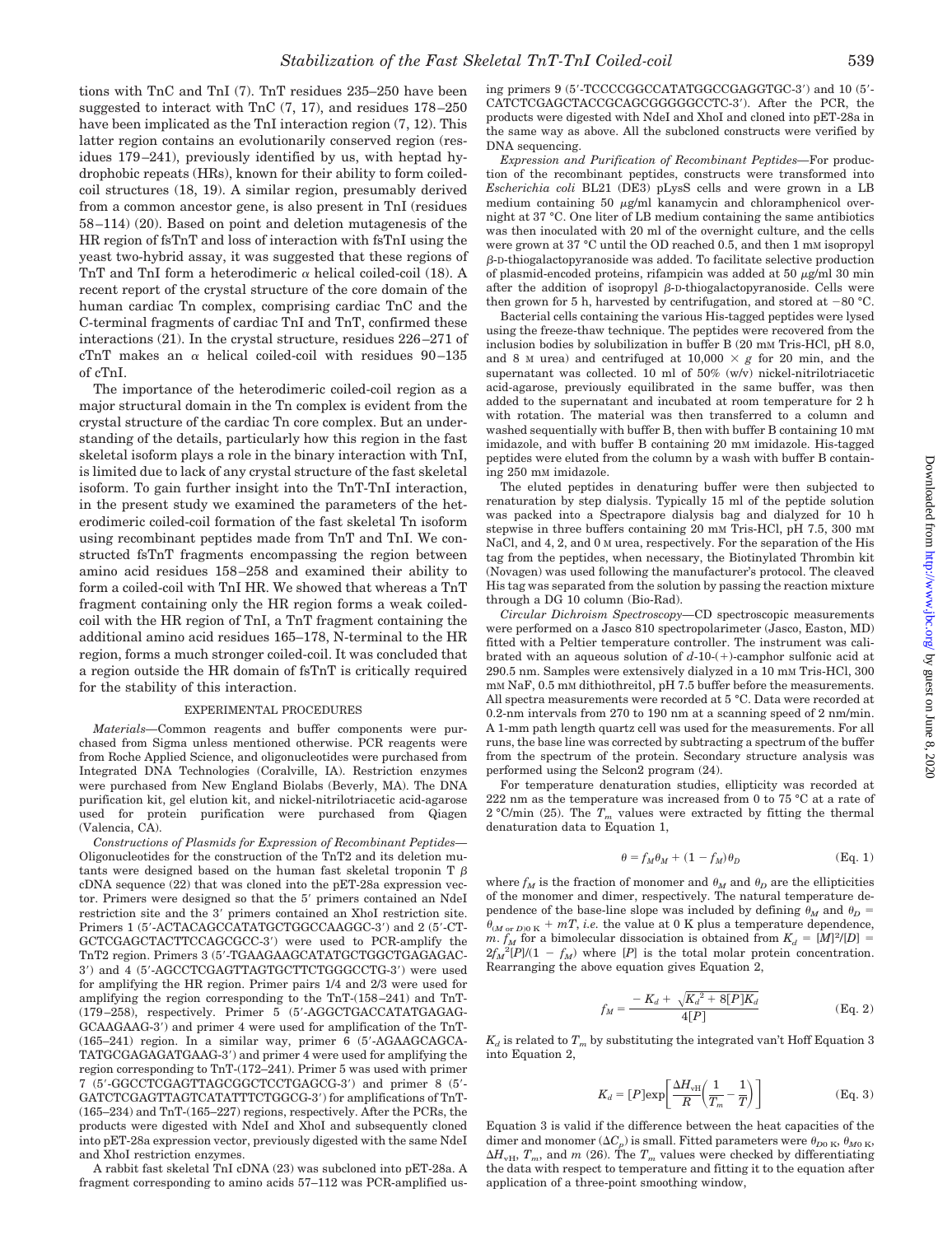tions with TnC and TnI (7). TnT residues 235–250 have been suggested to interact with TnC (7, 17), and residues 178–250 have been implicated as the TnI interaction region (7, 12). This latter region contains an evolutionarily conserved region (residues 179–241), previously identified by us, with heptad hydrophobic repeats (HRs), known for their ability to form coiled-coil structures (18, 19). A similar region, presumably derived from a common ancestor gene, is also present in TnI (residues 58–114) (20). Based on point and deletion mutagenesis of the HR region of fsTnT and loss of interaction with fsTnI using the yeast two-hybrid assay, it was suggested that these regions of TnT and TnI form a heterodimeric $\alpha$ helical coiled-coil (18). A recent report of the crystal structure of the core domain of the human cardiac Tn complex, comprising cardiac TnC and the C-terminal fragments of cardiac TnI and TnT, confirmed these interactions (21). In the crystal structure, residues 226–271 of cTnT makes an $\alpha$ helical coiled-coil with residues 90–135 of cTnI.

The importance of the heterodimeric coiled-coil region as a major structural domain in the Tn complex is evident from the crystal structure of the cardiac Tn core complex. But an understanding of the details, particularly how this region in the fast skeletal isoform plays a role in the binary interaction with TnI, is limited due to lack of any crystal structure of the fast skeletal isoform. To gain further insight into the TnT-TnI interaction, in the present study we examined the parameters of the heterodimeric coiled-coil formation of the fast skeletal Tn isoform using recombinant peptides made from TnT and TnI. We constructed fsTnT fragments encompassing the region between amino acid residues 158–258 and examined their ability to form a coiled-coil with TnI HR. We showed that whereas a TnT fragment containing only the HR region forms a weak coiled-coil with the HR region of TnI, a TnT fragment containing the additional amino acid residues 165–178, N-terminal to the HR region, forms a much stronger coiled-coil. It was concluded that a region outside the HR domain of fsTnT is critically required for the stability of this interaction.

## EXPERIMENTAL PROCEDURES

*Materials*—Common reagents and buffer components were purchased from Sigma unless mentioned otherwise. PCR reagents were from Roche Applied Science, and oligonucleotides were purchased from Integrated DNA Technologies (Coralville, IA). Restriction enzymes were purchased from New England Biolabs (Beverly, MA). The DNA purification kit, gel elution kit, and nickel-nitrilotriacetic acid-agarose used for protein purification were purchased from Qiagen (Valencia, CA).

*Constructions of Plasmids for Expression of Recombinant Peptides*—Oligonucleotides for the construction of the TnT2 and its deletion mutants were designed based on the human fast skeletal troponin T $\beta$ cDNA sequence (22) that was cloned into the pET-28a expression vector. Primers were designed so that the 5′ primers contained an NdeI restriction site and the 3′ primers contained an XhoI restriction site. Primers 1 (5′-ACTACAGCCATATGCTGGCCAAGGC-3′) and 2 (5′-CTGCTCGAGCTACTTCCAGCGCC-3′) were used to PCR-amplify the TnT2 region. Primers 3 (5′-TGAAGAAGCATATGCTGGCTGAGAGAC-3′) and 4 (5′-AGCCTCGAGTTAGTGCTTCTGGGCCTG-3′) were used for amplifying the HR region. Primer pairs 1/4 and 2/3 were used for amplifying the region corresponding to the TnT-(158–241) and TnT-(179–258), respectively. Primer 5 (5′-AGGCTGACCATATGAGAGGCAAGAAG-3′) and primer 4 were used for amplification of the TnT-(165–241) region. In a similar way, primer 6 (5′-AGAAGCAGCATATGCGAGAGATGAAG-3′) and primer 4 were used for amplifying the region corresponding to TnT-(172–241). Primer 5 was used with primer 7 (5′-GGCCTCGAGTTAGCGGCTCCTGAGCG-3′) and primer 8 (5′-GATCTCGAGTTAGTCATATTTCTGGCG-3′) for amplifications of TnT-(165–234) and TnT-(165–227) regions, respectively. After the PCRs, the products were digested with NdeI and XhoI and subsequently cloned into pET-28a expression vector, previously digested with the same NdeI and XhoI restriction enzymes.

A rabbit fast skeletal TnI cDNA (23) was subcloned into pET-28a. A fragment corresponding to amino acids 57–112 was PCR-amplified using primers 9 (5′-TCCCCGGCCATATGGCCGAGGTGC-3′) and 10 (5′-CATCTCGAGCTACCGCAGCGGGGGCCTC-3′). After the PCR, the products were digested with NdeI and XhoI and cloned into pET-28a in the same way as above. All the subcloned constructs were verified by DNA sequencing.

*Expression and Purification of Recombinant Peptides*—For production of the recombinant peptides, constructs were transformed into *Escherichia coli* BL21 (DE3) pLysS cells and were grown in a LB medium containing 50 μg/ml kanamycin and chloramphenicol overnight at 37 °C. One liter of LB medium containing the same antibiotics was then inoculated with 20 ml of the overnight culture, and the cells were grown at 37 °C until the OD reached 0.5, and then 1 mM isopropyl $\beta$-D-thiogalactopyranoside was added. To facilitate selective production of plasmid-encoded proteins, rifampicin was added at 50 μg/ml 30 min after the addition of isopropyl $\beta$-D-thiogalactopyranoside. Cells were then grown for 5 h, harvested by centrifugation, and stored at −80 °C.

Bacterial cells containing the various His-tagged peptides were lysed using the freeze-thaw technique. The peptides were recovered from the inclusion bodies by solubilization in buffer B (20 mM Tris-HCl, pH 8.0, and 8 M urea) and centrifuged at 10,000 × *g* for 20 min, and the supernatant was collected. 10 ml of 50% (w/v) nickel-nitrilotriacetic acid-agarose, previously equilibrated in the same buffer, was then added to the supernatant and incubated at room temperature for 2 h with rotation. The material was then transferred to a column and washed sequentially with buffer B, then with buffer B containing 10 mM imidazole, and with buffer B containing 20 mM imidazole. His-tagged peptides were eluted from the column by a wash with buffer B containing 250 mM imidazole.

The eluted peptides in denaturing buffer were then subjected to renaturation by step dialysis. Typically 15 ml of the peptide solution was packed into a Spectrapore dialysis bag and dialyzed for 10 h stepwise in three buffers containing 20 mM Tris-HCl, pH 7.5, 300 mM NaCl, and 4, 2, and 0 M urea, respectively. For the separation of the His tag from the peptides, when necessary, the Biotinylated Thrombin kit (Novagen) was used following the manufacturer's protocol. The cleaved His tag was separated from the solution by passing the reaction mixture through a DG 10 column (Bio-Rad).

*Circular Dichroism Spectroscopy*—CD spectroscopic measurements were performed on a Jasco 810 spectropolarimeter (Jasco, Easton, MD) fitted with a Peltier temperature controller. The instrument was calibrated with an aqueous solution of *d*-10-(+)-camphor sulfonic acid at 290.5 nm. Samples were extensively dialyzed in a 10 mM Tris-HCl, 300 mM NaF, 0.5 mM dithiothreitol, pH 7.5 buffer before the measurements. All spectra measurements were recorded at 5 °C. Data were recorded at 0.2-nm intervals from 270 to 190 nm at a scanning speed of 2 nm/min. A 1-mm path length quartz cell was used for the measurements. For all runs, the base line was corrected by subtracting a spectrum of the buffer from the spectrum of the protein. Secondary structure analysis was performed using the Selcon2 program (24).

For temperature denaturation studies, ellipticity was recorded at 222 nm as the temperature was increased from 0 to 75 °C at a rate of 2 °C/min (25). The $T_m$ values were extracted by fitting the thermal denaturation data to Equation 1,

$$\theta = f_M\theta_M + (1 - f_M)\theta_D \quad \text{(Eq. 1)}$$

where $f_M$ is the fraction of monomer and $\theta_M$ and $\theta_D$ are the ellipticities of the monomer and dimer, respectively. The natural temperature dependence of the base-line slope was included by defining $\theta_M$ and $\theta_D = \theta_{(M\ or\ D)0\ K} + mT$, *i.e.* the value at 0 K plus a temperature dependence, $m$. $f_M$ for a bimolecular dissociation is obtained from $K_d = [M]^2/[D] = 2f_M^{\,2}[P]/(1 - f_M)$ where $[P]$ is the total molar protein concentration. Rearranging the above equation gives Equation 2,

$$f_M = \frac{-K_d + \sqrt{K_d^{\,2} + 8[P]K_d}}{4[P]} \quad \text{(Eq. 2)}$$

$K_d$ is related to $T_m$ by substituting the integrated van't Hoff Equation 3 into Equation 2,

$$K_d = [P]\exp\left[\frac{\Delta H_{vH}}{R}\left(\frac{1}{T_m} - \frac{1}{T}\right)\right] \quad \text{(Eq. 3)}$$

Equation 3 is valid if the difference between the heat capacities of the dimer and monomer ($\Delta C_p$) is small. Fitted parameters were $\theta_{D0\ K}$, $\theta_{M0\ K}$, $\Delta H_{vH}$, $T_m$, and $m$ (26). The $T_m$ values were checked by differentiating the data with respect to temperature and fitting it to the equation after application of a three-point smoothing window,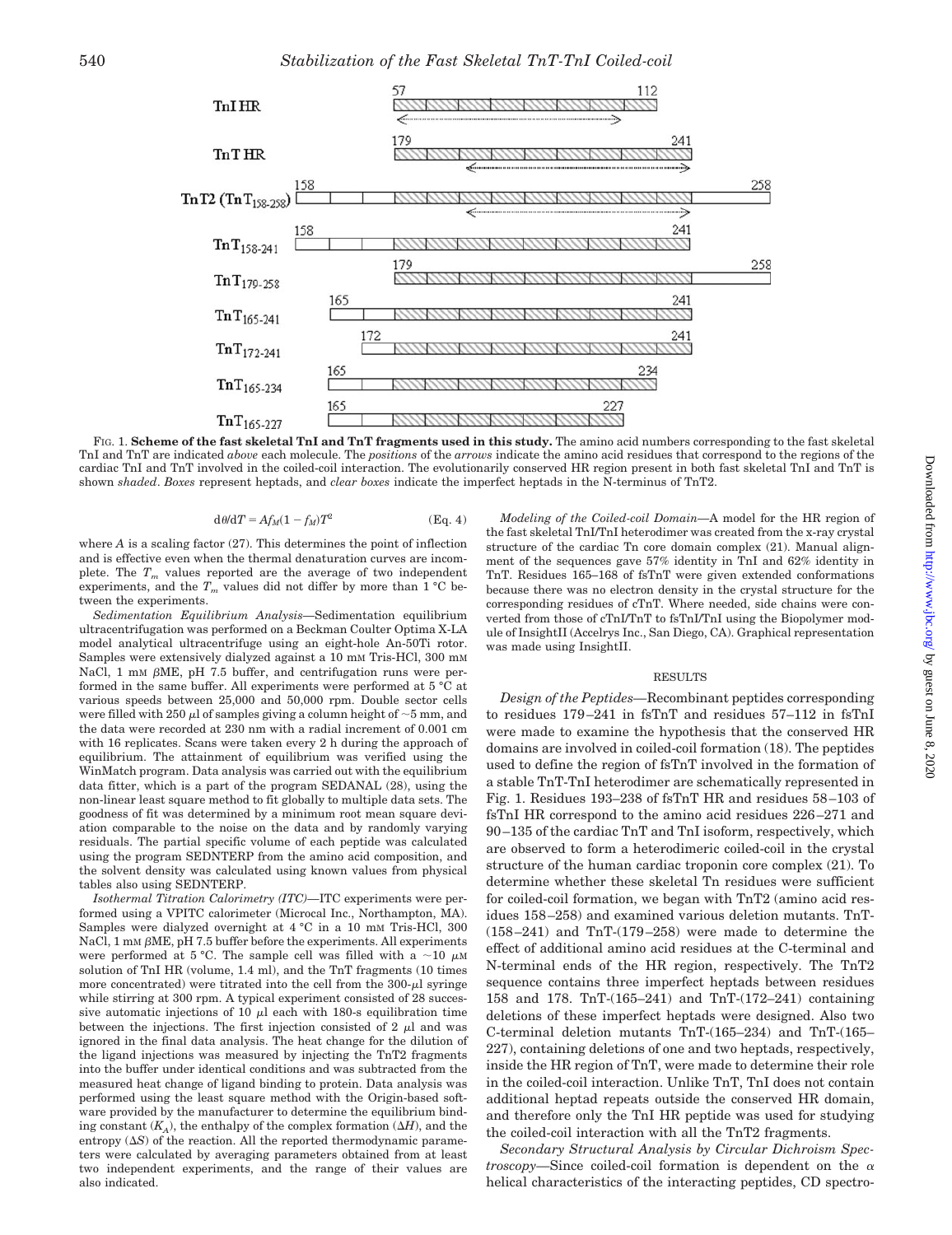FIG. 1. **Scheme of the fast skeletal TnI and TnT fragments used in this study.** The amino acid numbers corresponding to the fast skeletal TnI and TnT are indicated *above* each molecule. The *positions* of the *arrows* indicate the amino acid residues that correspond to the regions of the cardiac TnI and TnT involved in the coiled-coil interaction. The evolutionarily conserved HR region present in both fast skeletal TnI and TnT is shown *shaded*. *Boxes* represent heptads, and *clear boxes* indicate the imperfect heptads in the N-terminus of TnT2.

$$d\theta/dT = Af_M(1 - f_M)T^2 \qquad \text{(Eq. 4)}$$

where $A$ is a scaling factor (27). This determines the point of inflection and is effective even when the thermal denaturation curves are incomplete. The $T_m$ values reported are the average of two independent experiments, and the $T_m$ values did not differ by more than 1 °C between the experiments.

*Sedimentation Equilibrium Analysis*—Sedimentation equilibrium ultracentrifugation was performed on a Beckman Coulter Optima X-LA model analytical ultracentrifuge using an eight-hole An-50Ti rotor. Samples were extensively dialyzed against a 10 mM Tris-HCl, 300 mM NaCl, 1 mM βME, pH 7.5 buffer, and centrifugation runs were performed in the same buffer. All experiments were performed at 5 °C at various speeds between 25,000 and 50,000 rpm. Double sector cells were filled with 250 μl of samples giving a column height of ~5 mm, and the data were recorded at 230 nm with a radial increment of 0.001 cm with 16 replicates. Scans were taken every 2 h during the approach of equilibrium. The attainment of equilibrium was verified using the WinMatch program. Data analysis was carried out with the equilibrium data fitter, which is a part of the program SEDANAL (28), using the non-linear least square method to fit globally to multiple data sets. The goodness of fit was determined by a minimum root mean square deviation comparable to the noise on the data and by randomly varying residuals. The partial specific volume of each peptide was calculated using the program SEDNTERP from the amino acid composition, and the solvent density was calculated using known values from physical tables also using SEDNTERP.

*Isothermal Titration Calorimetry (ITC)*—ITC experiments were performed using a VPITC calorimeter (Microcal Inc., Northampton, MA). Samples were dialyzed overnight at 4 °C in a 10 mM Tris-HCl, 300 NaCl, 1 mM βME, pH 7.5 buffer before the experiments. All experiments were performed at 5 °C. The sample cell was filled with a ~10 μM solution of TnI HR (volume, 1.4 ml), and the TnT fragments (10 times more concentrated) were titrated into the cell from the 300-μl syringe while stirring at 300 rpm. A typical experiment consisted of 28 successive automatic injections of 10 μl each with 180-s equilibration time between the injections. The first injection consisted of 2 μl and was ignored in the final data analysis. The heat change for the dilution of the ligand injections was measured by injecting the TnT2 fragments into the buffer under identical conditions and was subtracted from the measured heat change of ligand binding to protein. Data analysis was performed using the least square method with the Origin-based software provided by the manufacturer to determine the equilibrium binding constant ($K_A$), the enthalpy of the complex formation ($\Delta H$), and the entropy ($\Delta S$) of the reaction. All the reported thermodynamic parameters were calculated by averaging parameters obtained from at least two independent experiments, and the range of their values are also indicated.

*Modeling of the Coiled-coil Domain*—A model for the HR region of the fast skeletal TnI/TnI heterodimer was created from the x-ray crystal structure of the cardiac Tn core domain complex (21). Manual alignment of the sequences gave 57% identity in TnI and 62% identity in TnT. Residues 165–168 of fsTnT were given extended conformations because there was no electron density in the crystal structure for the corresponding residues of cTnT. Where needed, side chains were converted from those of cTnI/TnT to fsTnI/TnI using the Biopolymer module of InsightII (Accelrys Inc., San Diego, CA). Graphical representation was made using InsightII.

## RESULTS

*Design of the Peptides*—Recombinant peptides corresponding to residues 179–241 in fsTnT and residues 57–112 in fsTnI were made to examine the hypothesis that the conserved HR domains are involved in coiled-coil formation (18). The peptides used to define the region of fsTnT involved in the formation of a stable TnT-TnI heterodimer are schematically represented in Fig. 1. Residues 193–238 of fsTnT HR and residues 58–103 of fsTnI HR correspond to the amino acid residues 226–271 and 90–135 of the cardiac TnT and TnI isoform, respectively, which are observed to form a heterodimeric coiled-coil in the crystal structure of the human cardiac troponin core complex (21). To determine whether these skeletal Tn residues were sufficient for coiled-coil formation, we began with TnT2 (amino acid residues 158–258) and examined various deletion mutants. TnT-(158–241) and TnT-(179–258) were made to determine the effect of additional amino acid residues at the C-terminal and N-terminal ends of the HR region, respectively. The TnT2 sequence contains three imperfect heptads between residues 158 and 178. TnT-(165–241) and TnT-(172–241) containing deletions of these imperfect heptads were designed. Also two C-terminal deletion mutants TnT-(165–234) and TnT-(165–227), containing deletions of one and two heptads, respectively, inside the HR region of TnT, were made to determine their role in the coiled-coil interaction. Unlike TnT, TnI does not contain additional heptad repeats outside the conserved HR domain, and therefore only the TnI HR peptide was used for studying the coiled-coil interaction with all the TnT2 fragments.

*Secondary Structural Analysis by Circular Dichroism Spectroscopy*—Since coiled-coil formation is dependent on the α helical characteristics of the interacting peptides, CD spectro-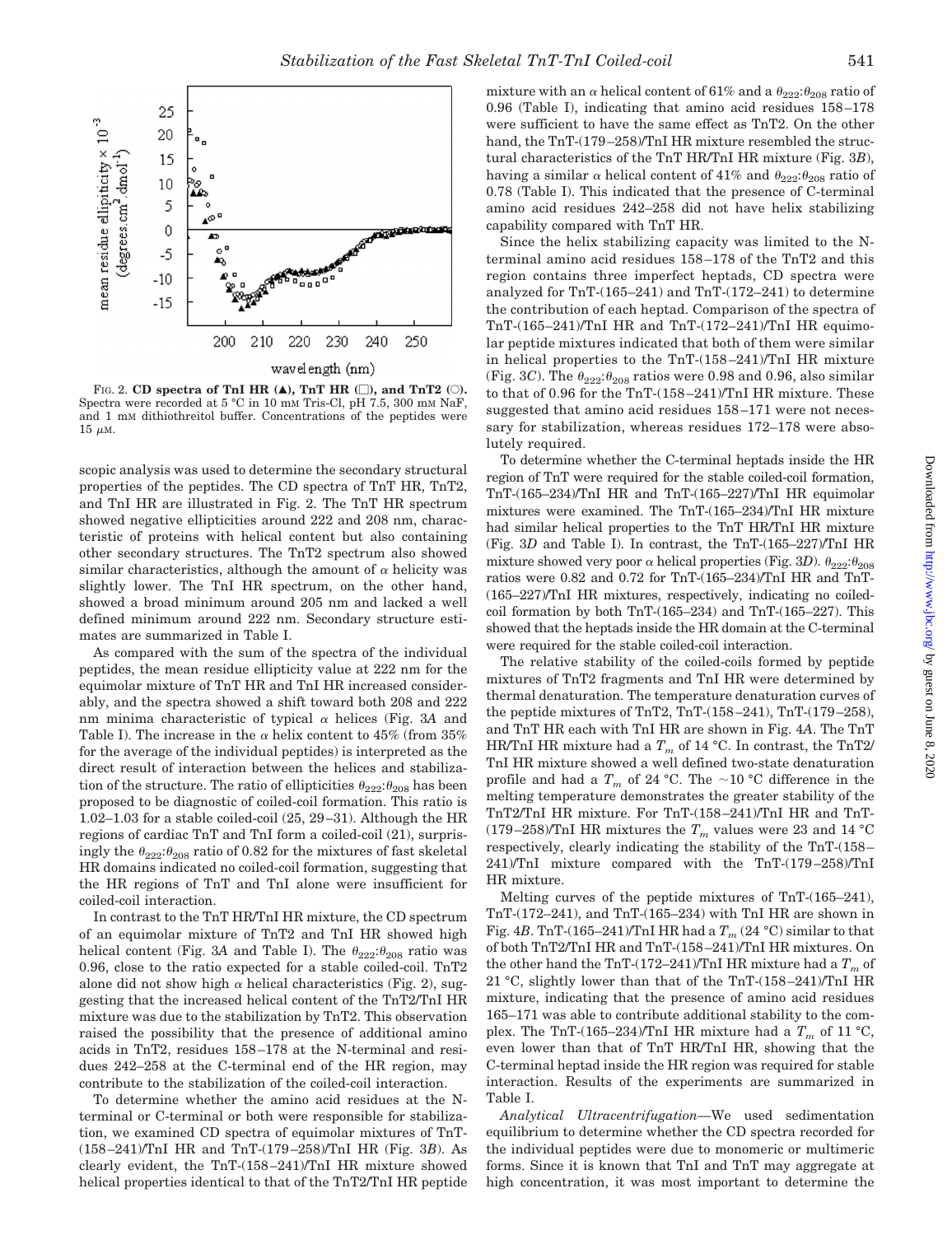FIG. 2. **CD spectra of TnI HR (▲), TnT HR (□), and TnT2 (○).** Spectra were recorded at 5 °C in 10 mM Tris-Cl, pH 7.5, 300 mM NaF, and 1 mM dithiothreitol buffer. Concentrations of the peptides were 15 μM.

scopic analysis was used to determine the secondary structural properties of the peptides. The CD spectra of TnT HR, TnT2, and TnI HR are illustrated in Fig. 2. The TnT HR spectrum showed negative ellipticities around 222 and 208 nm, characteristic of proteins with helical content but also containing other secondary structures. The TnT2 spectrum also showed similar characteristics, although the amount of α helicity was slightly lower. The TnI HR spectrum, on the other hand, showed a broad minimum around 205 nm and lacked a well defined minimum around 222 nm. Secondary structure estimates are summarized in Table I.

As compared with the sum of the spectra of the individual peptides, the mean residue ellipticity value at 222 nm for the equimolar mixture of TnT HR and TnI HR increased considerably, and the spectra showed a shift toward both 208 and 222 nm minima characteristic of typical α helices (Fig. 3*A* and Table I). The increase in the α helix content to 45% (from 35% for the average of the individual peptides) is interpreted as the direct result of interaction between the helices and stabilization of the structure. The ratio of ellipticities $\theta_{222}$:$\theta_{208}$ has been proposed to be diagnostic of coiled-coil formation. This ratio is 1.02–1.03 for a stable coiled-coil (25, 29–31). Although the HR regions of cardiac TnT and TnI form a coiled-coil (21), surprisingly the $\theta_{222}$:$\theta_{208}$ ratio of 0.82 for the mixtures of fast skeletal HR domains indicated no coiled-coil formation, suggesting that the HR regions of TnT and TnI alone were insufficient for coiled-coil interaction.

In contrast to the TnT HR/TnI HR mixture, the CD spectrum of an equimolar mixture of TnT2 and TnI HR showed high helical content (Fig. 3*A* and Table I). The $\theta_{222}$:$\theta_{208}$ ratio was 0.96, close to the ratio expected for a stable coiled-coil. TnT2 alone did not show high α helical characteristics (Fig. 2), suggesting that the increased helical content of the TnT2/TnI HR mixture was due to the stabilization by TnT2. This observation raised the possibility that the presence of additional amino acids in TnT2, residues 158–178 at the N-terminal and residues 242–258 at the C-terminal end of the HR region, may contribute to the stabilization of the coiled-coil interaction.

To determine whether the amino acid residues at the N-terminal or C-terminal or both were responsible for stabilization, we examined CD spectra of equimolar mixtures of TnT-(158–241)/TnI HR and TnT-(179–258)/TnI HR (Fig. 3*B*). As clearly evident, the TnT-(158–241)/TnI HR mixture showed helical properties identical to that of the TnT2/TnI HR peptide mixture with an α helical content of 61% and a $\theta_{222}$:$\theta_{208}$ ratio of 0.96 (Table I), indicating that amino acid residues 158–178 were sufficient to have the same effect as TnT2. On the other hand, the TnT-(179–258)/TnI HR mixture resembled the structural characteristics of the TnT HR/TnI HR mixture (Fig. 3*B*), having a similar α helical content of 41% and $\theta_{222}$:$\theta_{208}$ ratio of 0.78 (Table I). This indicated that the presence of C-terminal amino acid residues 242–258 did not have helix stabilizing capability compared with TnT HR.

Since the helix stabilizing capacity was limited to the N-terminal amino acid residues 158–178 of the TnT2 and this region contains three imperfect heptads, CD spectra were analyzed for TnT-(165–241) and TnT-(172–241) to determine the contribution of each heptad. Comparison of the spectra of TnT-(165–241)/TnI HR and TnT-(172–241)/TnI HR equimolar peptide mixtures indicated that both of them were similar in helical properties to the TnT-(158–241)/TnI HR mixture (Fig. 3*C*). The $\theta_{222}$:$\theta_{208}$ ratios were 0.98 and 0.96, also similar to that of 0.96 for the TnT-(158–241)/TnI HR mixture. These suggested that amino acid residues 158–171 were not necessary for stabilization, whereas residues 172–178 were absolutely required.

To determine whether the C-terminal heptads inside the HR region of TnT were required for the stable coiled-coil formation, TnT-(165–234)/TnI HR and TnT-(165–227)/TnI HR equimolar mixtures were examined. The TnT-(165–234)/TnI HR mixture had similar helical properties to the TnT HR/TnI HR mixture (Fig. 3*D* and Table I). In contrast, the TnT-(165–227)/TnI HR mixture showed very poor α helical properties (Fig. 3*D*). $\theta_{222}$:$\theta_{208}$ ratios were 0.82 and 0.72 for TnT-(165–234)/TnI HR and TnT-(165–227)/TnI HR mixtures, respectively, indicating no coiled-coil formation by both TnT-(165–234) and TnT-(165–227). This showed that the heptads inside the HR domain at the C-terminal were required for the stable coiled-coil interaction.

The relative stability of the coiled-coils formed by peptide mixtures of TnT2 fragments and TnI HR were determined by thermal denaturation. The temperature denaturation curves of the peptide mixtures of TnT2, TnT-(158–241), TnT-(179–258), and TnT HR each with TnI HR are shown in Fig. 4*A*. The TnT HR/TnI HR mixture had a $T_m$ of 14 °C. In contrast, the TnT2/TnI HR mixture showed a well defined two-state denaturation profile and had a $T_m$ of 24 °C. The ~10 °C difference in the melting temperature demonstrates the greater stability of the TnT2/TnI HR mixture. For TnT-(158–241)/TnI HR and TnT-(179–258)/TnI HR mixtures the $T_m$ values were 23 and 14 °C respectively, clearly indicating the stability of the TnT-(158–241)/TnI mixture compared with the TnT-(179–258)/TnI HR mixture.

Melting curves of the peptide mixtures of TnT-(165–241), TnT-(172–241), and TnT-(165–234) with TnI HR are shown in Fig. 4*B*. TnT-(165–241)/TnI HR had a $T_m$ (24 °C) similar to that of both TnT2/TnI HR and TnT-(158–241)/TnI HR mixtures. On the other hand the TnT-(172–241)/TnI HR mixture had a $T_m$ of 21 °C, slightly lower than that of the TnT-(158–241)/TnI HR mixture, indicating that the presence of amino acid residues 165–171 was able to contribute additional stability to the complex. The TnT-(165–234)/TnI HR mixture had a $T_m$ of 11 °C, even lower than that of TnT HR/TnI HR, showing that the C-terminal heptad inside the HR region was required for stable interaction. Results of the experiments are summarized in Table I.

*Analytical Ultracentrifugation*—We used sedimentation equilibrium to determine whether the CD spectra recorded for the individual peptides were due to monomeric or multimeric forms. Since it is known that TnI and TnT may aggregate at high concentration, it was most important to determine the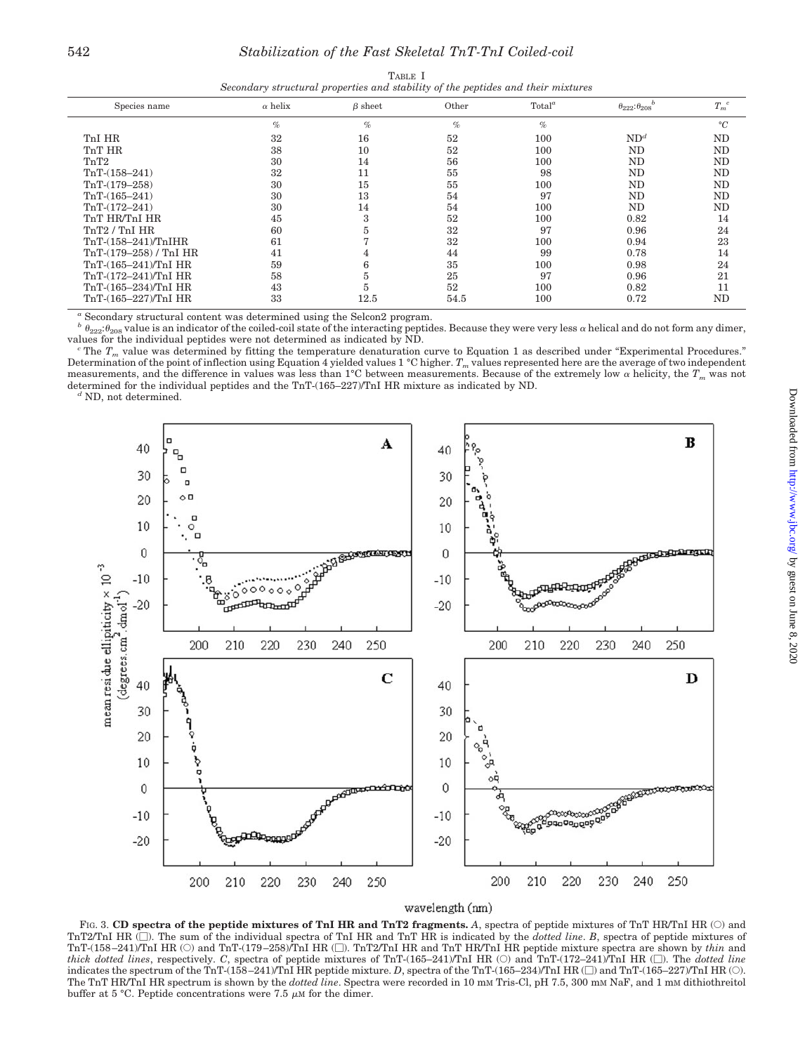TABLE I

*Secondary structural properties and stability of the peptides and their mixtures*

| Species name | α helix | β sheet | Other | Total[a] | $\theta_{222}:\theta_{208}$[b] | $T_m$[c] |
|---|---|---|---|---|---|---|
| | % | % | % | % | | °C |
| TnI HR | 32 | 16 | 52 | 100 | ND[d] | ND |
| TnT HR | 38 | 10 | 52 | 100 | ND | ND |
| TnT2 | 30 | 14 | 56 | 100 | ND | ND |
| TnT-(158–241) | 32 | 11 | 55 | 98 | ND | ND |
| TnT-(179–258) | 30 | 15 | 55 | 100 | ND | ND |
| TnT-(165–241) | 30 | 13 | 54 | 97 | ND | ND |
| TnT-(172–241) | 30 | 14 | 54 | 100 | ND | ND |
| TnT HR/TnI HR | 45 | 3 | 52 | 100 | 0.82 | 14 |
| TnT2 / TnI HR | 60 | 5 | 32 | 97 | 0.96 | 24 |
| TnT-(158–241)/TnIHR | 61 | 7 | 32 | 100 | 0.94 | 23 |
| TnT-(179–258) / TnI HR | 41 | 4 | 44 | 99 | 0.78 | 14 |
| TnT-(165–241)/TnI HR | 59 | 6 | 35 | 100 | 0.98 | 24 |
| TnT-(172–241)/TnI HR | 58 | 5 | 25 | 97 | 0.96 | 21 |
| TnT-(165–234)/TnI HR | 43 | 5 | 52 | 100 | 0.82 | 11 |
| TnT-(165–227)/TnI HR | 33 | 12.5 | 54.5 | 100 | 0.72 | ND |

[a] Secondary structural content was determined using the Selcon2 program.

[b] $\theta_{222}:\theta_{208}$ value is an indicator of the coiled-coil state of the interacting peptides. Because they were very less α helical and do not form any dimer, values for the individual peptides were not determined as indicated by ND.

[c] The $T_m$ value was determined by fitting the temperature denaturation curve to Equation 1 as described under "Experimental Procedures." Determination of the point of inflection using Equation 4 yielded values 1 °C higher. $T_m$ values represented here are the average of two independent measurements, and the difference in values was less than 1°C between measurements. Because of the extremely low α helicity, the $T_m$ was not determined for the individual peptides and the TnT-(165–227)/TnI HR mixture as indicated by ND.

[d] ND, not determined.

FIG. 3. **CD spectra of the peptide mixtures of TnI HR and TnT2 fragments.** *A*, spectra of peptide mixtures of TnT HR/TnI HR (○) and TnT2/TnI HR (□). The sum of the individual spectra of TnI HR and TnT HR is indicated by the *dotted line*. *B*, spectra of peptide mixtures of TnT-(158–241)/TnI HR (○) and TnT-(179–258)/TnI HR (□). TnT2/TnI HR and TnT HR/TnI HR peptide mixture spectra are shown by *thin* and *thick dotted lines*, respectively. *C*, spectra of peptide mixtures of TnT-(165–241)/TnI HR (○) and TnT-(172–241)/TnI HR (□). The *dotted line* indicates the spectrum of the TnT-(158–241)/TnI HR peptide mixture. *D*, spectra of the TnT-(165–234)/TnI HR (□) and TnT-(165–227)/TnI HR (○). The TnT HR/TnI HR spectrum is shown by the *dotted line*. Spectra were recorded in 10 mM Tris-Cl, pH 7.5, 300 mM NaF, and 1 mM dithiothreitol buffer at 5 °C. Peptide concentrations were 7.5 μM for the dimer.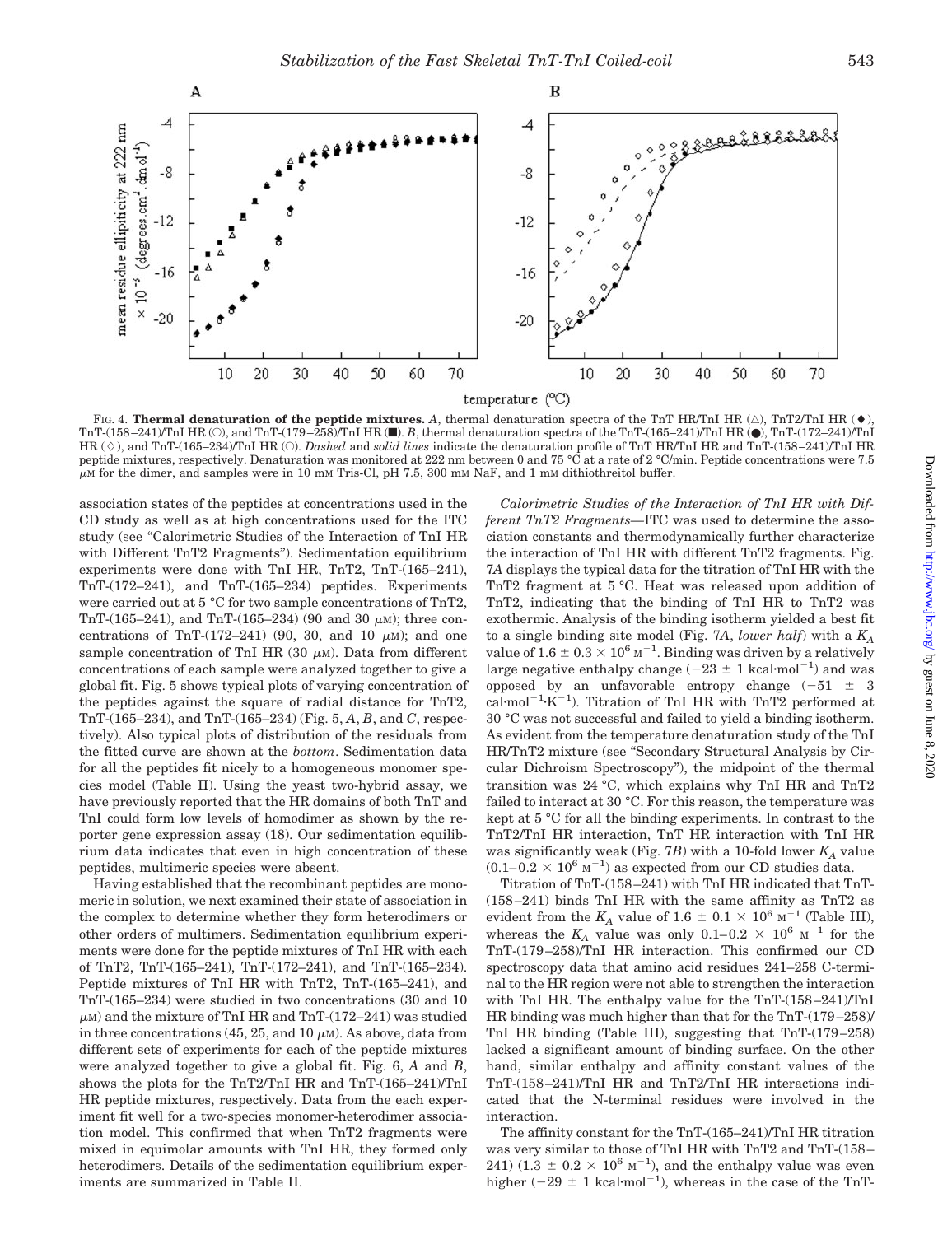FIG. 4. **Thermal denaturation of the peptide mixtures.** *A*, thermal denaturation spectra of the TnT HR/TnI HR (△), TnT2/TnI HR (♦), TnT-(158–241)/TnI HR (○), and TnT-(179–258)/TnI HR (■). *B*, thermal denaturation spectra of the TnT-(165–241)/TnI HR (●), TnT-(172–241)/TnI HR (◇), and TnT-(165–234)/TnI HR (○). *Dashed* and *solid lines* indicate the denaturation profile of TnT HR/TnI HR and TnT-(158–241)/TnI HR peptide mixtures, respectively. Denaturation was monitored at 222 nm between 0 and 75 °C at a rate of 2 °C/min. Peptide concentrations were 7.5 $\mu$M for the dimer, and samples were in 10 mM Tris-Cl, pH 7.5, 300 mM NaF, and 1 mM dithiothreitol buffer.

association states of the peptides at concentrations used in the CD study as well as at high concentrations used for the ITC study (see "Calorimetric Studies of the Interaction of TnI HR with Different TnT2 Fragments"). Sedimentation equilibrium experiments were done with TnI HR, TnT2, TnT-(165–241), TnT-(172–241), and TnT-(165–234) peptides. Experiments were carried out at 5 °C for two sample concentrations of TnT2, TnT-(165–241), and TnT-(165–234) (90 and 30 $\mu$M); three concentrations of TnT-(172–241) (90, 30, and 10 $\mu$M); and one sample concentration of TnI HR (30 $\mu$M). Data from different concentrations of each sample were analyzed together to give a global fit. Fig. 5 shows typical plots of varying concentration of the peptides against the square of radial distance for TnT2, TnT-(165–234), and TnT-(165–234) (Fig. 5, *A*, *B*, and *C*, respectively). Also typical plots of distribution of the residuals from the fitted curve are shown at the *bottom*. Sedimentation data for all the peptides fit nicely to a homogeneous monomer species model (Table II). Using the yeast two-hybrid assay, we have previously reported that the HR domains of both TnT and TnI could form low levels of homodimer as shown by the reporter gene expression assay (18). Our sedimentation equilibrium data indicates that even in high concentration of these peptides, multimeric species were absent.

Having established that the recombinant peptides are monomeric in solution, we next examined their state of association in the complex to determine whether they form heterodimers or other orders of multimers. Sedimentation equilibrium experiments were done for the peptide mixtures of TnI HR with each of TnT2, TnT-(165–241), TnT-(172–241), and TnT-(165–234). Peptide mixtures of TnI HR with TnT2, TnT-(165–241), and TnT-(165–234) were studied in two concentrations (30 and 10 $\mu$M) and the mixture of TnI HR and TnT-(172–241) was studied in three concentrations (45, 25, and 10 $\mu$M). As above, data from different sets of experiments for each of the peptide mixtures were analyzed together to give a global fit. Fig. 6, *A* and *B*, shows the plots for the TnT2/TnI HR and TnT-(165–241)/TnI HR peptide mixtures, respectively. Data from the each experiment fit well for a two-species monomer-heterodimer association model. This confirmed that when TnT2 fragments were mixed in equimolar amounts with TnI HR, they formed only heterodimers. Details of the sedimentation equilibrium experiments are summarized in Table II.

*Calorimetric Studies of the Interaction of TnI HR with Different TnT2 Fragments*—ITC was used to determine the association constants and thermodynamically further characterize the interaction of TnI HR with different TnT2 fragments. Fig. 7*A* displays the typical data for the titration of TnI HR with the TnT2 fragment at 5 °C. Heat was released upon addition of TnT2, indicating that the binding of TnI HR to TnT2 was exothermic. Analysis of the binding isotherm yielded a best fit to a single binding site model (Fig. 7*A*, *lower half*) with a $K_A$ value of $1.6 \pm 0.3 \times 10^6$ $M^{-1}$. Binding was driven by a relatively large negative enthalpy change ($-23 \pm 1$ kcal·mol$^{-1}$) and was opposed by an unfavorable entropy change ($-51 \pm 3$ cal·mol$^{-1}$·K$^{-1}$). Titration of TnI HR with TnT2 performed at 30 °C was not successful and failed to yield a binding isotherm. As evident from the temperature denaturation study of the TnI HR/TnT2 mixture (see "Secondary Structural Analysis by Circular Dichroism Spectroscopy"), the midpoint of the thermal transition was 24 °C, which explains why TnI HR and TnT2 failed to interact at 30 °C. For this reason, the temperature was kept at 5 °C for all the binding experiments. In contrast to the TnT2/TnI HR interaction, TnT HR interaction with TnI HR was significantly weak (Fig. 7*B*) with a 10-fold lower $K_A$ value ($0.1–0.2 \times 10^6$ $M^{-1}$) as expected from our CD studies data.

Titration of TnT-(158–241) with TnI HR indicated that TnT-(158–241) binds TnI HR with the same affinity as TnT2 as evident from the $K_A$ value of $1.6 \pm 0.1 \times 10^6$ $M^{-1}$ (Table III), whereas the $K_A$ value was only $0.1–0.2 \times 10^6$ $M^{-1}$ for the TnT-(179–258)/TnI HR interaction. This confirmed our CD spectroscopy data that amino acid residues 241–258 C-terminal to the HR region were not able to strengthen the interaction with TnI HR. The enthalpy value for the TnT-(158–241)/TnI HR binding was much higher than that for the TnT-(179–258)/TnI HR binding (Table III), suggesting that TnT-(179–258) lacked a significant amount of binding surface. On the other hand, similar enthalpy and affinity constant values of the TnT-(158–241)/TnI HR and TnT2/TnI HR interactions indicated that the N-terminal residues were involved in the interaction.

The affinity constant for the TnT-(165–241)/TnI HR titration was very similar to those of TnI HR with TnT2 and TnT-(158–241) ($1.3 \pm 0.2 \times 10^6$ $M^{-1}$), and the enthalpy value was even higher ($-29 \pm 1$ kcal·mol$^{-1}$), whereas in the case of the TnT-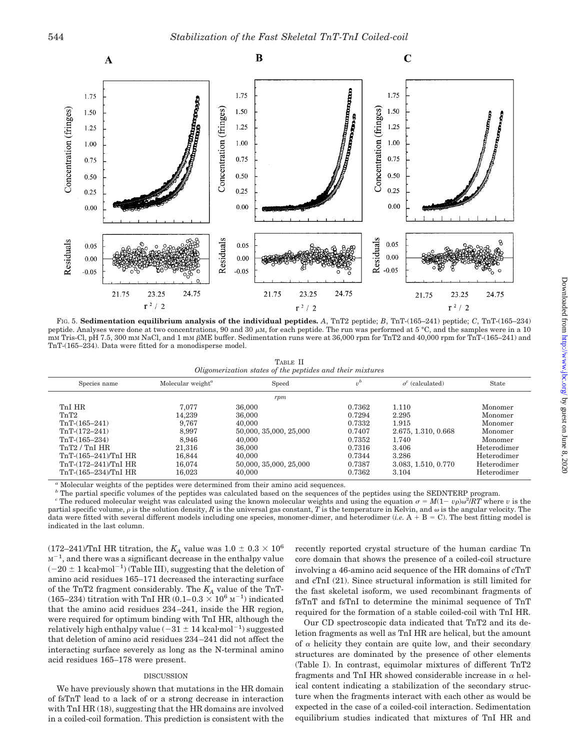FIG. 5. **Sedimentation equilibrium analysis of the individual peptides.** *A*, TnT2 peptide; *B*, TnT-(165–241) peptide; *C*, TnT-(165–234) peptide. Analyses were done at two concentrations, 90 and 30 μM, for each peptide. The run was performed at 5 °C, and the samples were in a 10 mM Tris-Cl, pH 7.5, 300 mM NaCl, and 1 mM βME buffer. Sedimentation runs were at 36,000 rpm for TnT2 and 40,000 rpm for TnT-(165–241) and TnT-(165–234). Data were fitted for a monodisperse model.

TABLE II
*Oligomerization states of the peptides and their mixtures*

| Species name | Molecular weight[a] | Speed | $v^b$ | $\sigma^c$ (calculated) | State |
|---|---|---|---|---|---|
| | | *rpm* | | | |
| TnI HR | 7,077 | 36,000 | 0.7362 | 1.110 | Monomer |
| TnT2 | 14,239 | 36,000 | 0.7294 | 2.295 | Monomer |
| TnT-(165–241) | 9,767 | 40,000 | 0.7332 | 1.915 | Monomer |
| TnT-(172–241) | 8,997 | 50,000, 35,000, 25,000 | 0.7407 | 2.675, 1.310, 0.668 | Monomer |
| TnT-(165–234) | 8,946 | 40,000 | 0.7352 | 1.740 | Monomer |
| TnT2 / TnI HR | 21,316 | 36,000 | 0.7316 | 3.406 | Heterodimer |
| TnT-(165–241)/TnI HR | 16,844 | 40,000 | 0.7344 | 3.286 | Heterodimer |
| TnT-(172–241)/TnI HR | 16,074 | 50,000, 35,000, 25,000 | 0.7387 | 3.083, 1.510, 0.770 | Heterodimer |
| TnT-(165–234)/TnI HR | 16,023 | 40,000 | 0.7362 | 3.104 | Heterodimer |

[a] Molecular weights of the peptides were determined from their amino acid sequences.

[b] The partial specific volumes of the peptides was calculated based on the sequences of the peptides using the SEDNTERP program.

[c] The reduced molecular weight was calculated using the known molecular weights and using the equation $\sigma = M(1 - v\rho)\omega^2/RT$ where $v$ is the partial specific volume, $\rho$ is the solution density, $R$ is the universal gas constant, $T$ is the temperature in Kelvin, and $\omega$ is the angular velocity. The data were fitted with several different models including one species, monomer-dimer, and heterodimer (*i.e.* A + B = C). The best fitting model is indicated in the last column.

(172–241)/TnI HR titration, the $K_A$ value was $1.0 \pm 0.3 \times 10^6$ $M^{-1}$, and there was a significant decrease in the enthalpy value ($-20 \pm 1$ kcal·mol$^{-1}$) (Table III), suggesting that the deletion of amino acid residues 165–171 decreased the interacting surface of the TnT2 fragment considerably. The $K_A$ value of the TnT-(165–234) titration with TnI HR ($0.1–0.3 \times 10^6$ $M^{-1}$) indicated that the amino acid residues 234–241, inside the HR region, were required for optimum binding with TnI HR, although the relatively high enthalpy value ($-31 \pm 14$ kcal·mol$^{-1}$) suggested that deletion of amino acid residues 234–241 did not affect the interacting surface severely as long as the N-terminal amino acid residues 165–178 were present.

## DISCUSSION

We have previously shown that mutations in the HR domain of fsTnT lead to a lack of or a strong decrease in interaction with TnI HR (18), suggesting that the HR domains are involved in a coiled-coil formation. This prediction is consistent with the recently reported crystal structure of the human cardiac Tn core domain that shows the presence of a coiled-coil structure involving a 46-amino acid sequence of the HR domains of cTnT and cTnI (21). Since structural information is still limited for the fast skeletal isoform, we used recombinant fragments of fsTnT and fsTnI to determine the minimal sequence of TnT required for the formation of a stable coiled-coil with TnI HR.

Our CD spectroscopic data indicated that TnT2 and its deletion fragments as well as TnI HR are helical, but the amount of α helicity they contain are quite low, and their secondary structures are dominated by the presence of other elements (Table I). In contrast, equimolar mixtures of different TnT2 fragments and TnI HR showed considerable increase in α helical content indicating a stabilization of the secondary structure when the fragments interact with each other as would be expected in the case of a coiled-coil interaction. Sedimentation equilibrium studies indicated that mixtures of TnI HR and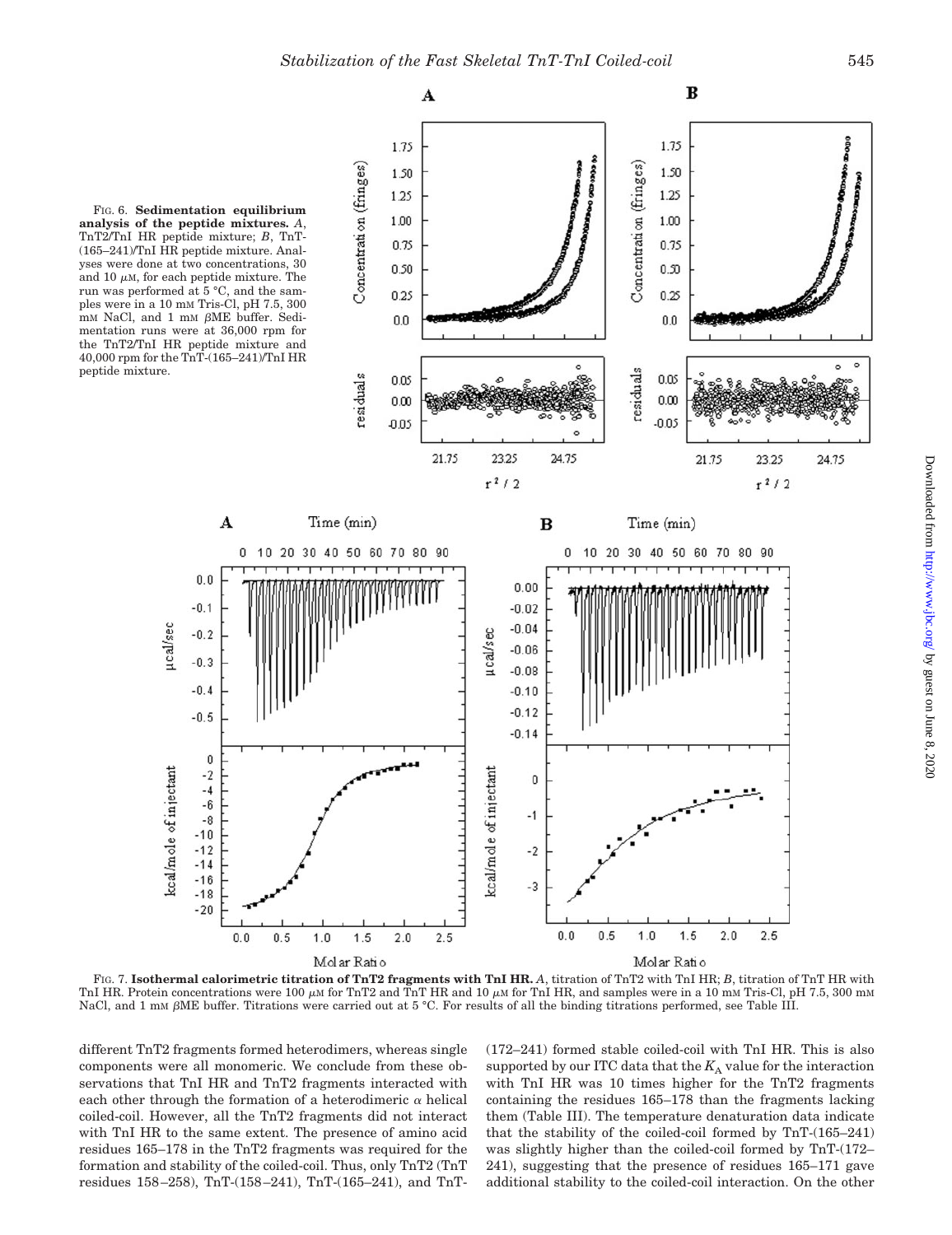FIG. 6. **Sedimentation equilibrium analysis of the peptide mixtures.** *A*, TnT2/TnI HR peptide mixture; *B*, TnT-(165–241)/TnI HR peptide mixture. Analyses were done at two concentrations, 30 and 10 μM, for each peptide mixture. The run was performed at 5 °C, and the samples were in a 10 mM Tris-Cl, pH 7.5, 300 mM NaCl, and 1 mM βME buffer. Sedimentation runs were at 36,000 rpm for the TnT2/TnI HR peptide mixture and 40,000 rpm for the TnT-(165–241)/TnI HR peptide mixture.

FIG. 7. **Isothermal calorimetric titration of TnT2 fragments with TnI HR.** *A*, titration of TnT2 with TnI HR; *B*, titration of TnT HR with TnI HR. Protein concentrations were 100 μM for TnT2 and TnT HR and 10 μM for TnI HR, and samples were in a 10 mM Tris-Cl, pH 7.5, 300 mM NaCl, and 1 mM βME buffer. Titrations were carried out at 5 °C. For results of all the binding titrations performed, see Table III.

different TnT2 fragments formed heterodimers, whereas single components were all monomeric. We conclude from these observations that TnI HR and TnT2 fragments interacted with each other through the formation of a heterodimeric α helical coiled-coil. However, all the TnT2 fragments did not interact with TnI HR to the same extent. The presence of amino acid residues 165–178 in the TnT2 fragments was required for the formation and stability of the coiled-coil. Thus, only TnT2 (TnT residues 158–258), TnT-(158–241), TnT-(165–241), and TnT-(172–241) formed stable coiled-coil with TnI HR. This is also supported by our ITC data that the $K_A$ value for the interaction with TnI HR was 10 times higher for the TnT2 fragments containing the residues 165–178 than the fragments lacking them (Table III). The temperature denaturation data indicate that the stability of the coiled-coil formed by TnT-(165–241) was slightly higher than the coiled-coil formed by TnT-(172–241), suggesting that the presence of residues 165–171 gave additional stability to the coiled-coil interaction. On the other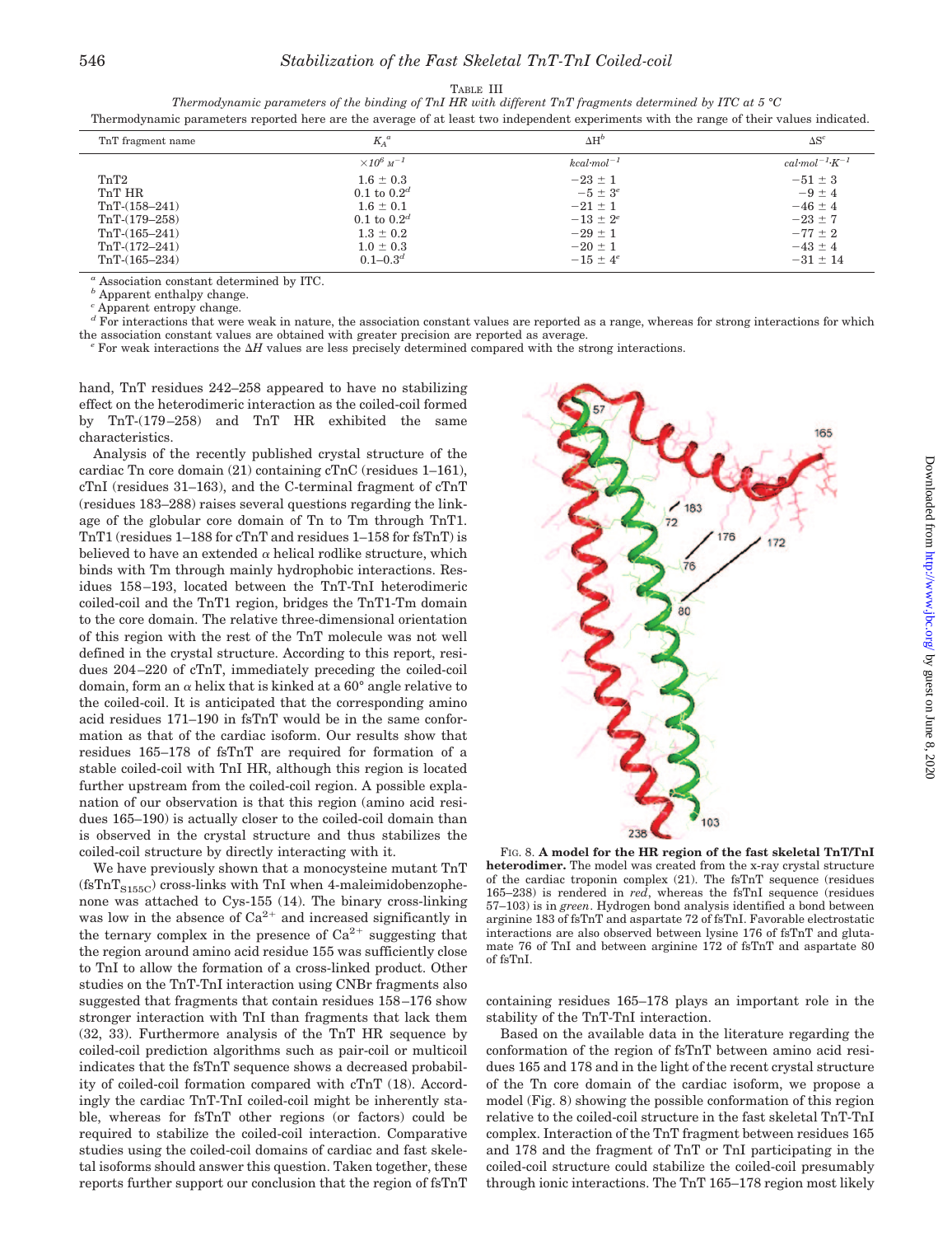TABLE III

*Thermodynamic parameters of the binding of TnI HR with different TnT fragments determined by ITC at 5 °C*

Thermodynamic parameters reported here are the average of at least two independent experiments with the range of their values indicated.

| TnT fragment name | $K_A$[a] | ΔH[b] | ΔS[c] |
|---|---|---|---|
| | $\times 10^6\ M^{-1}$ | $kcal{\cdot}mol^{-1}$ | $cal{\cdot}mol^{-1}{\cdot}K^{-1}$ |
| TnT2 | 1.6 ± 0.3 | −23 ± 1 | −51 ± 3 |
| TnT HR | 0.1 to 0.2[d] | −5 ± 3[e] | −9 ± 4 |
| TnT-(158–241) | 1.6 ± 0.1 | −21 ± 1 | −46 ± 4 |
| TnT-(179–258) | 0.1 to 0.2[d] | −13 ± 2[e] | −23 ± 7 |
| TnT-(165–241) | 1.3 ± 0.2 | −29 ± 1 | −77 ± 2 |
| TnT-(172–241) | 1.0 ± 0.3 | −20 ± 1 | −43 ± 4 |
| TnT-(165–234) | 0.1–0.3[d] | −15 ± 4[e] | −31 ± 14 |

[a] Association constant determined by ITC.
[b] Apparent enthalpy change.
[c] Apparent entropy change.
[d] For interactions that were weak in nature, the association constant values are reported as a range, whereas for strong interactions for which the association constant values are obtained with greater precision are reported as average.
[e] For weak interactions the ΔH values are less precisely determined compared with the strong interactions.

hand, TnT residues 242–258 appeared to have no stabilizing effect on the heterodimeric interaction as the coiled-coil formed by TnT-(179–258) and TnT HR exhibited the same characteristics.

Analysis of the recently published crystal structure of the cardiac Tn core domain (21) containing cTnC (residues 1–161), cTnI (residues 31–163), and the C-terminal fragment of cTnT (residues 183–288) raises several questions regarding the linkage of the globular core domain of Tn to Tm through TnT1. TnT1 (residues 1–188 for cTnT and residues 1–158 for fsTnT) is believed to have an extended α helical rodlike structure, which binds with Tm through mainly hydrophobic interactions. Residues 158–193, located between the TnT-TnI heterodimeric coiled-coil and the TnT1 region, bridges the TnT1-Tm domain to the core domain. The relative three-dimensional orientation of this region with the rest of the TnT molecule was not well defined in the crystal structure. According to this report, residues 204–220 of cTnT, immediately preceding the coiled-coil domain, form an α helix that is kinked at a 60° angle relative to the coiled-coil. It is anticipated that the corresponding amino acid residues 171–190 in fsTnT would be in the same conformation as that of the cardiac isoform. Our results show that residues 165–178 of fsTnT are required for formation of a stable coiled-coil with TnI HR, although this region is located further upstream from the coiled-coil region. A possible explanation of our observation is that this region (amino acid residues 165–190) is actually closer to the coiled-coil domain than is observed in the crystal structure and thus stabilizes the coiled-coil structure by directly interacting with it.

We have previously shown that a monocysteine mutant TnT ($fsTnT_{S155C}$) cross-links with TnI when 4-maleimidobenzophenone was attached to Cys-155 (14). The binary cross-linking was low in the absence of $Ca^{2+}$ and increased significantly in the ternary complex in the presence of $Ca^{2+}$ suggesting that the region around amino acid residue 155 was sufficiently close to TnI to allow the formation of a cross-linked product. Other studies on the TnT-TnI interaction using CNBr fragments also suggested that fragments that contain residues 158–176 show stronger interaction with TnI than fragments that lack them (32, 33). Furthermore analysis of the TnT HR sequence by coiled-coil prediction algorithms such as pair-coil or multicoil indicates that the fsTnT sequence shows a decreased probability of coiled-coil formation compared with cTnT (18). Accordingly the cardiac TnT-TnI coiled-coil might be inherently stable, whereas for fsTnT other regions (or factors) could be required to stabilize the coiled-coil interaction. Comparative studies using the coiled-coil domains of cardiac and fast skeletal isoforms should answer this question. Taken together, these reports further support our conclusion that the region of fsTnT containing residues 165–178 plays an important role in the stability of the TnT-TnI interaction.

FIG. 8. **A model for the HR region of the fast skeletal TnT/TnI heterodimer.** The model was created from the x-ray crystal structure of the cardiac troponin complex (21). The fsTnT sequence (residues 165–238) is rendered in *red*, whereas the fsTnI sequence (residues 57–103) is in *green*. Hydrogen bond analysis identified a bond between arginine 183 of fsTnT and aspartate 72 of fsTnI. Favorable electrostatic interactions are also observed between lysine 176 of fsTnT and glutamate 76 of TnI and between arginine 172 of fsTnT and aspartate 80 of fsTnI.

Based on the available data in the literature regarding the conformation of the region of fsTnT between amino acid residues 165 and 178 and in the light of the recent crystal structure of the Tn core domain of the cardiac isoform, we propose a model (Fig. 8) showing the possible conformation of this region relative to the coiled-coil structure in the fast skeletal TnT-TnI complex. Interaction of the TnT fragment between residues 165 and 178 and the fragment of TnT or TnI participating in the coiled-coil structure could stabilize the coiled-coil presumably through ionic interactions. The TnT 165–178 region most likely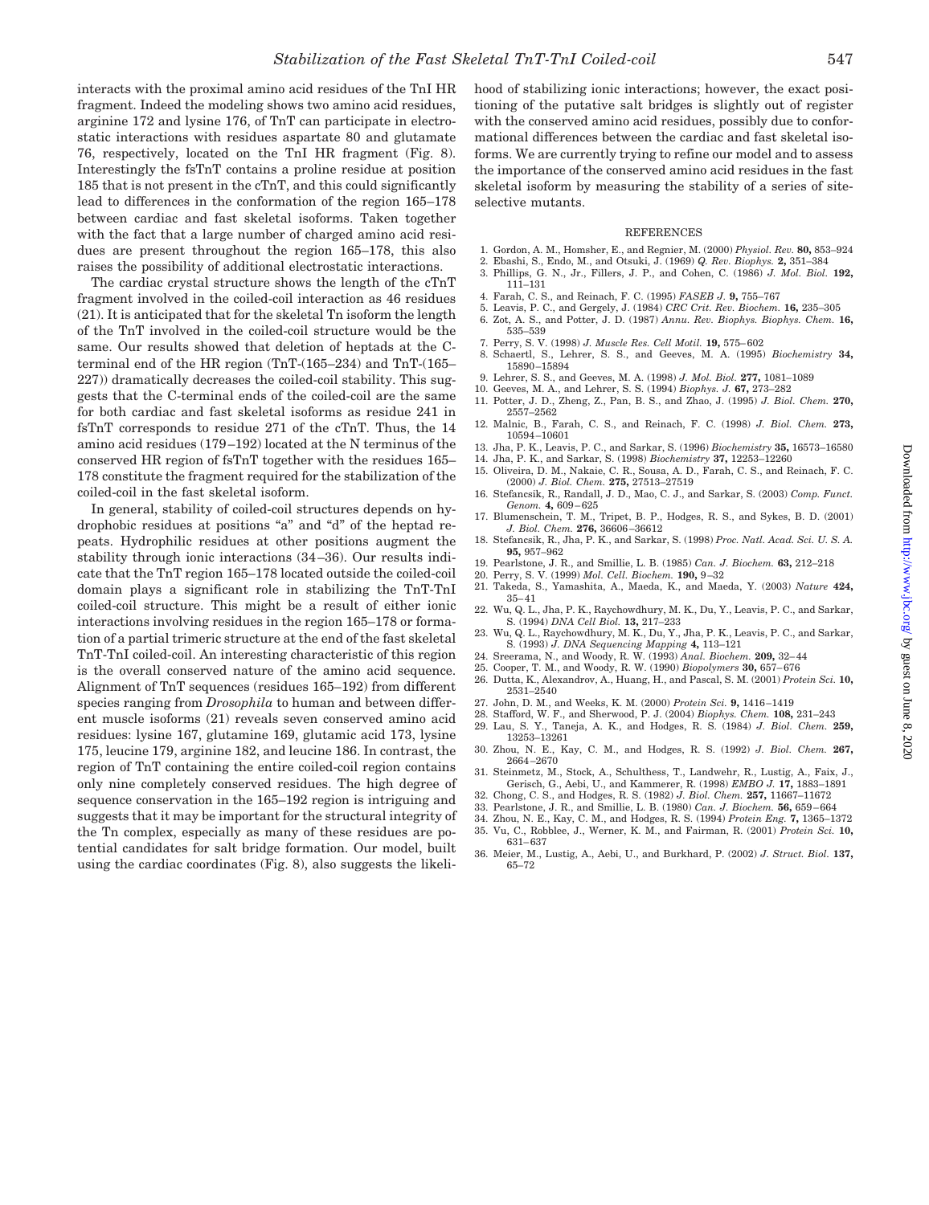interacts with the proximal amino acid residues of the TnI HR fragment. Indeed the modeling shows two amino acid residues, arginine 172 and lysine 176, of TnT can participate in electrostatic interactions with residues aspartate 80 and glutamate 76, respectively, located on the TnI HR fragment (Fig. 8). Interestingly the fsTnT contains a proline residue at position 185 that is not present in the cTnT, and this could significantly lead to differences in the conformation of the region 165–178 between cardiac and fast skeletal isoforms. Taken together with the fact that a large number of charged amino acid residues are present throughout the region 165–178, this also raises the possibility of additional electrostatic interactions.

The cardiac crystal structure shows the length of the cTnT fragment involved in the coiled-coil interaction as 46 residues (21). It is anticipated that for the skeletal Tn isoform the length of the TnT involved in the coiled-coil structure would be the same. Our results showed that deletion of heptads at the C-terminal end of the HR region (TnT-(165–234) and TnT-(165–227)) dramatically decreases the coiled-coil stability. This suggests that the C-terminal ends of the coiled-coil are the same for both cardiac and fast skeletal isoforms as residue 241 in fsTnT corresponds to residue 271 of the cTnT. Thus, the 14 amino acid residues (179–192) located at the N terminus of the conserved HR region of fsTnT together with the residues 165–178 constitute the fragment required for the stabilization of the coiled-coil in the fast skeletal isoform.

In general, stability of coiled-coil structures depends on hydrophobic residues at positions "a" and "d" of the heptad repeats. Hydrophilic residues at other positions augment the stability through ionic interactions (34–36). Our results indicate that the TnT region 165–178 located outside the coiled-coil domain plays a significant role in stabilizing the TnT-TnI coiled-coil structure. This might be a result of either ionic interactions involving residues in the region 165–178 or formation of a partial trimeric structure at the end of the fast skeletal TnT-TnI coiled-coil. An interesting characteristic of this region is the overall conserved nature of the amino acid sequence. Alignment of TnT sequences (residues 165–192) from different species ranging from *Drosophila* to human and between different muscle isoforms (21) reveals seven conserved amino acid residues: lysine 167, glutamine 169, glutamic acid 173, lysine 175, leucine 179, arginine 182, and leucine 186. In contrast, the region of TnT containing the entire coiled-coil region contains only nine completely conserved residues. The high degree of sequence conservation in the 165–192 region is intriguing and suggests that it may be important for the structural integrity of the Tn complex, especially as many of these residues are potential candidates for salt bridge formation. Our model, built using the cardiac coordinates (Fig. 8), also suggests the likelihood of stabilizing ionic interactions; however, the exact positioning of the putative salt bridges is slightly out of register with the conserved amino acid residues, possibly due to conformational differences between the cardiac and fast skeletal isoforms. We are currently trying to refine our model and to assess the importance of the conserved amino acid residues in the fast skeletal isoform by measuring the stability of a series of site-selective mutants.

## REFERENCES

1. Gordon, A. M., Homsher, E., and Regnier, M. (2000) *Physiol. Rev.* **80,** 853–924
2. Ebashi, S., Endo, M., and Otsuki, J. (1969) *Q. Rev. Biophys.* **2,** 351–384
3. Phillips, G. N., Jr., Fillers, J. P., and Cohen, C. (1986) *J. Mol. Biol.* **192,** 111–131
4. Farah, C. S., and Reinach, F. C. (1995) *FASEB J.* **9,** 755–767
5. Leavis, P. C., and Gergely, J. (1984) *CRC Crit. Rev. Biochem.* **16,** 235–305
6. Zot, A. S., and Potter, J. D. (1987) *Annu. Rev. Biophys. Biophys. Chem.* **16,** 535–539
7. Perry, S. V. (1998) *J. Muscle Res. Cell Motil.* **19,** 575–602
8. Schaertl, S., Lehrer, S. S., and Geeves, M. A. (1995) *Biochemistry* **34,** 15890–15894
9. Lehrer, S. S., and Geeves, M. A. (1998) *J. Mol. Biol.* **277,** 1081–1089
10. Geeves, M. A., and Lehrer, S. S. (1994) *Biophys. J.* **67,** 273–282
11. Potter, J. D., Zheng, Z., Pan, B. S., and Zhao, J. (1995) *J. Biol. Chem.* **270,** 2557–2562
12. Malnic, B., Farah, C. S., and Reinach, F. C. (1998) *J. Biol. Chem.* **273,** 10594–10601
13. Jha, P. K., Leavis, P. C., and Sarkar, S. (1996) *Biochemistry* **35,** 16573–16580
14. Jha, P. K., and Sarkar, S. (1998) *Biochemistry* **37,** 12253–12260
15. Oliveira, D. M., Nakaie, C. R., Sousa, A. D., Farah, C. S., and Reinach, F. C. (2000) *J. Biol. Chem.* **275,** 27513–27519
16. Stefancsik, R., Randall, J. D., Mao, C. J., and Sarkar, S. (2003) *Comp. Funct. Genom.* **4,** 609–625
17. Blumenschein, T. M., Tripet, B. P., Hodges, R. S., and Sykes, B. D. (2001) *J. Biol. Chem.* **276,** 36606–36612
18. Stefancsik, R., Jha, P. K., and Sarkar, S. (1998) *Proc. Natl. Acad. Sci. U. S. A.* **95,** 957–962
19. Pearlstone, J. R., and Smillie, L. B. (1985) *Can. J. Biochem.* **63,** 212–218
20. Perry, S. V. (1999) *Mol. Cell. Biochem.* **190,** 9–32
21. Takeda, S., Yamashita, A., Maeda, K., and Maeda, Y. (2003) *Nature* **424,** 35–41
22. Wu, Q. L., Jha, P. K., Raychowdhury, M. K., Du, Y., Leavis, P. C., and Sarkar, S. (1994) *DNA Cell Biol.* **13,** 217–233
23. Wu, Q. L., Raychowdhury, M. K., Du, Y., Jha, P. K., Leavis, P. C., and Sarkar, S. (1993) *J. DNA Sequencing Mapping* **4,** 113–121
24. Sreerama, N., and Woody, R. W. (1993) *Anal. Biochem.* **209,** 32–44
25. Cooper, T. M., and Woody, R. W. (1990) *Biopolymers* **30,** 657–676
26. Dutta, K., Alexandrov, A., Huang, H., and Pascal, S. M. (2001) *Protein Sci.* **10,** 2531–2540
27. John, D. M., and Weeks, K. M. (2000) *Protein Sci.* **9,** 1416–1419
28. Stafford, W. F., and Sherwood, P. J. (2004) *Biophys. Chem.* **108,** 231–243
29. Lau, S. Y., Taneja, A. K., and Hodges, R. S. (1984) *J. Biol. Chem.* **259,** 13253–13261
30. Zhou, N. E., Kay, C. M., and Hodges, R. S. (1992) *J. Biol. Chem.* **267,** 2664–2670
31. Steinmetz, M., Stock, A., Schulthess, T., Landwehr, R., Lustig, A., Faix, J., Gerisch, G., Aebi, U., and Kammerer, R. (1998) *EMBO J.* **17,** 1883–1891
32. Chong, C. S., and Hodges, R. S. (1982) *J. Biol. Chem.* **257,** 11667–11672
33. Pearlstone, J. R., and Smillie, L. B. (1980) *Can. J. Biochem.* **56,** 659–664
34. Zhou, N. E., Kay, C. M., and Hodges, R. S. (1994) *Protein Eng.* **7,** 1365–1372
35. Vu, C., Robblee, J., Werner, K. M., and Fairman, R. (2001) *Protein Sci.* **10,** 631–637
36. Meier, M., Lustig, A., Aebi, U., and Burkhard, P. (2002) *J. Struct. Biol.* **137,** 65–72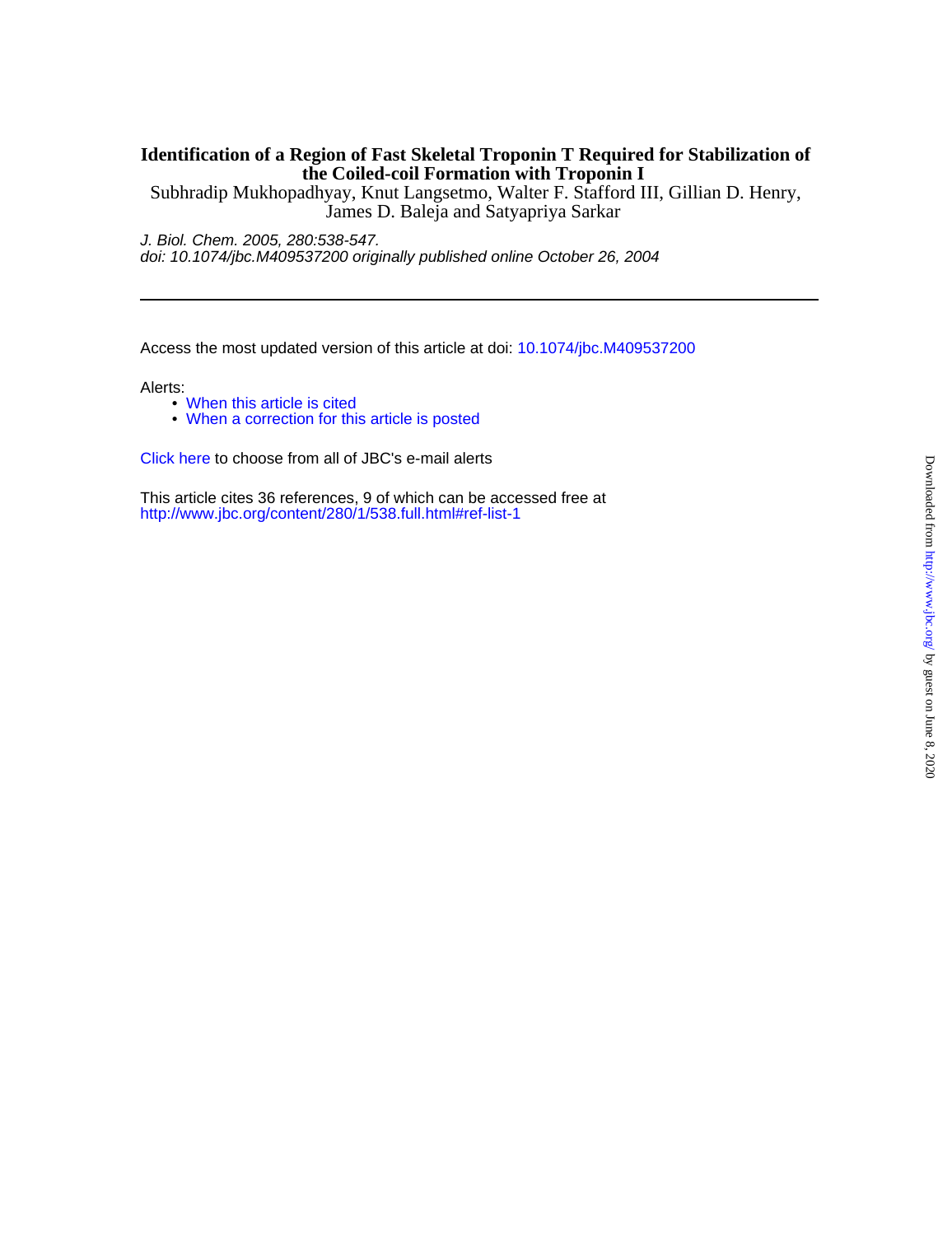# Identification of a Region of Fast Skeletal Troponin T Required for Stabilization of the Coiled-coil Formation with Troponin I

Subhradip Mukhopadhyay, Knut Langsetmo, Walter F. Stafford III, Gillian D. Henry, James D. Baleja and Satyapriya Sarkar

*J. Biol. Chem. 2005, 280:538-547.*

*doi: 10.1074/jbc.M409537200 originally published online October 26, 2004*

---

Access the most updated version of this article at doi: 10.1074/jbc.M409537200

Alerts:

- When this article is cited
- When a correction for this article is posted

Click here to choose from all of JBC's e-mail alerts

This article cites 36 references, 9 of which can be accessed free at
http://www.jbc.org/content/280/1/538.full.html#ref-list-1

Downloaded from http://www.jbc.org/ by guest on June 8, 2020